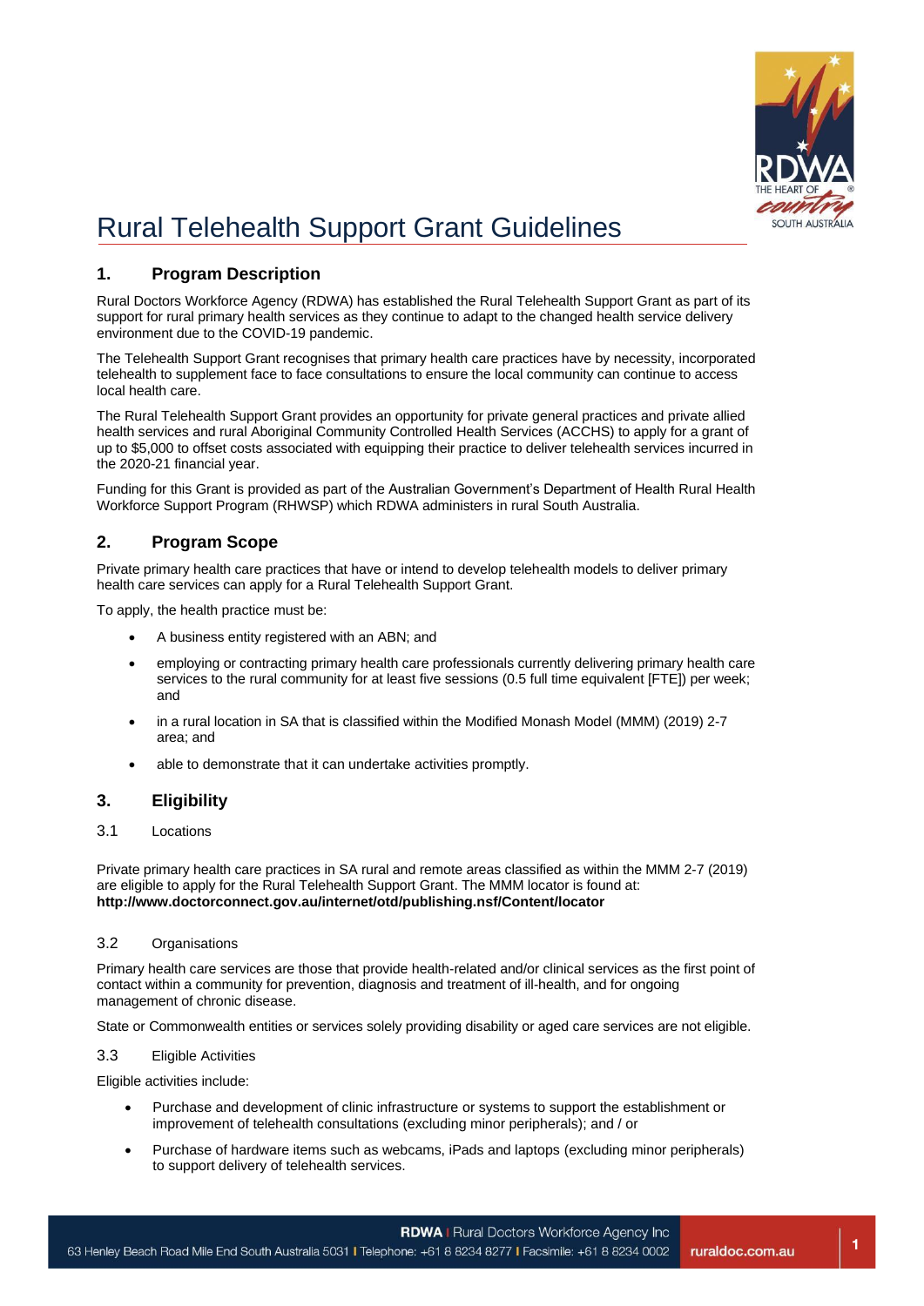# Rural Telehealth Support Grant Guidelines

## 1. Program Description

Rural Doctors Workforce Agency (RDWA) has established the Rural Telehealth Support Grant as part of its support for rural primary health services as they continue to adapt to the changed health service delivery environment due to the COVID-19 pandemic.

The Telehealth Support Grant recognises that primary health care practices have by necessity, incorporated telehealth to supplement face to face consultations to ensure the local community can continue to access local health care.

The Rural Telehealth Support Grant provides an opportunity for private general practices and private allied health services and rural Aboriginal Community Controlled Health Services (ACCHS) to apply for a grant of up to $5,000 to offset costs associated with equipping their practice to deliver telehealth services incurred in the 2020-21 financial year.

Funding for this Grant is provided as part of the Australian Government's Department of Health Rural Health Workforce Support Program (RHWSP) which RDWA administers in rural South Australia.

## 2. Program Scope

Private primary health care practices that have or intend to develop telehealth models to deliver primary health care services can apply for a Rural Telehealth Support Grant.

To apply, the health practice must be:

- A business entity registered with an ABN; and
- employing or contracting primary health care professionals currently delivering primary health care services to the rural community for at least five sessions (0.5 full time equivalent [FTE]) per week; and
- in a rural location in SA that is classified within the Modified Monash Model (MMM) (2019) 2-7 area; and
- able to demonstrate that it can undertake activities promptly.

## 3. Eligibility

### 3.1 Locations

Private primary health care practices in SA rural and remote areas classified as within the MMM 2-7 (2019) are eligible to apply for the Rural Telehealth Support Grant. The MMM locator is found at: **http://www.doctorconnect.gov.au/internet/otd/publishing.nsf/Content/locator**

### 3.2 Organisations

Primary health care services are those that provide health-related and/or clinical services as the first point of contact within a community for prevention, diagnosis and treatment of ill-health, and for ongoing management of chronic disease.

State or Commonwealth entities or services solely providing disability or aged care services are not eligible.

### 3.3 Eligible Activities

Eligible activities include:

- Purchase and development of clinic infrastructure or systems to support the establishment or improvement of telehealth consultations (excluding minor peripherals); and / or
- Purchase of hardware items such as webcams, iPads and laptops (excluding minor peripherals) to support delivery of telehealth services.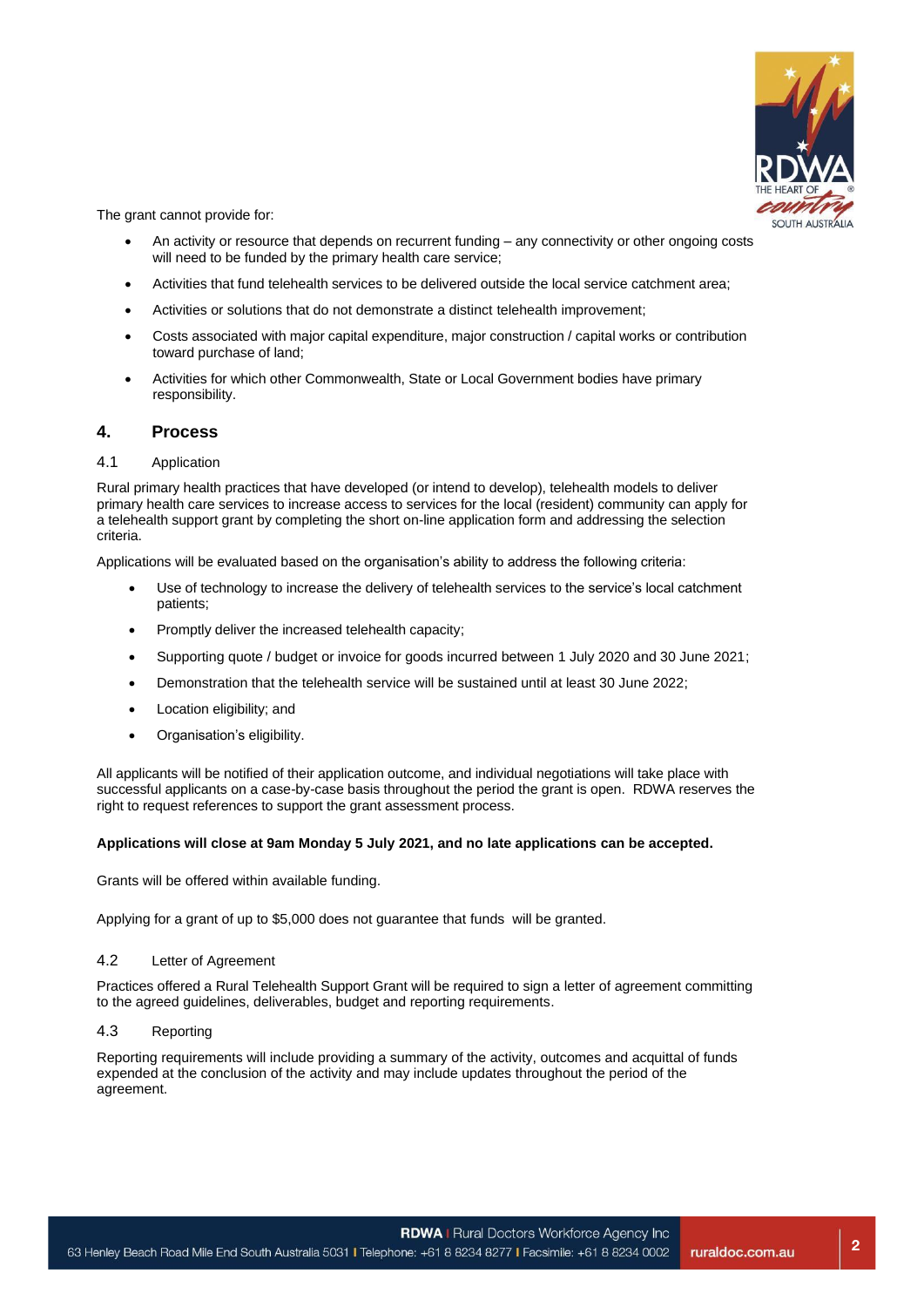The grant cannot provide for:

- An activity or resource that depends on recurrent funding – any connectivity or other ongoing costs will need to be funded by the primary health care service;
- Activities that fund telehealth services to be delivered outside the local service catchment area;
- Activities or solutions that do not demonstrate a distinct telehealth improvement;
- Costs associated with major capital expenditure, major construction / capital works or contribution toward purchase of land;
- Activities for which other Commonwealth, State or Local Government bodies have primary responsibility.

## 4. Process

### 4.1 Application

Rural primary health practices that have developed (or intend to develop), telehealth models to deliver primary health care services to increase access to services for the local (resident) community can apply for a telehealth support grant by completing the short on-line application form and addressing the selection criteria.

Applications will be evaluated based on the organisation's ability to address the following criteria:

- Use of technology to increase the delivery of telehealth services to the service's local catchment patients;
- Promptly deliver the increased telehealth capacity;
- Supporting quote / budget or invoice for goods incurred between 1 July 2020 and 30 June 2021;
- Demonstration that the telehealth service will be sustained until at least 30 June 2022;
- Location eligibility; and
- Organisation's eligibility.

All applicants will be notified of their application outcome, and individual negotiations will take place with successful applicants on a case-by-case basis throughout the period the grant is open. RDWA reserves the right to request references to support the grant assessment process.

**Applications will close at 9am Monday 5 July 2021, and no late applications can be accepted.**

Grants will be offered within available funding.

Applying for a grant of up to $5,000 does not guarantee that funds will be granted.

### 4.2 Letter of Agreement

Practices offered a Rural Telehealth Support Grant will be required to sign a letter of agreement committing to the agreed guidelines, deliverables, budget and reporting requirements.

### 4.3 Reporting

Reporting requirements will include providing a summary of the activity, outcomes and acquittal of funds expended at the conclusion of the activity and may include updates throughout the period of the agreement.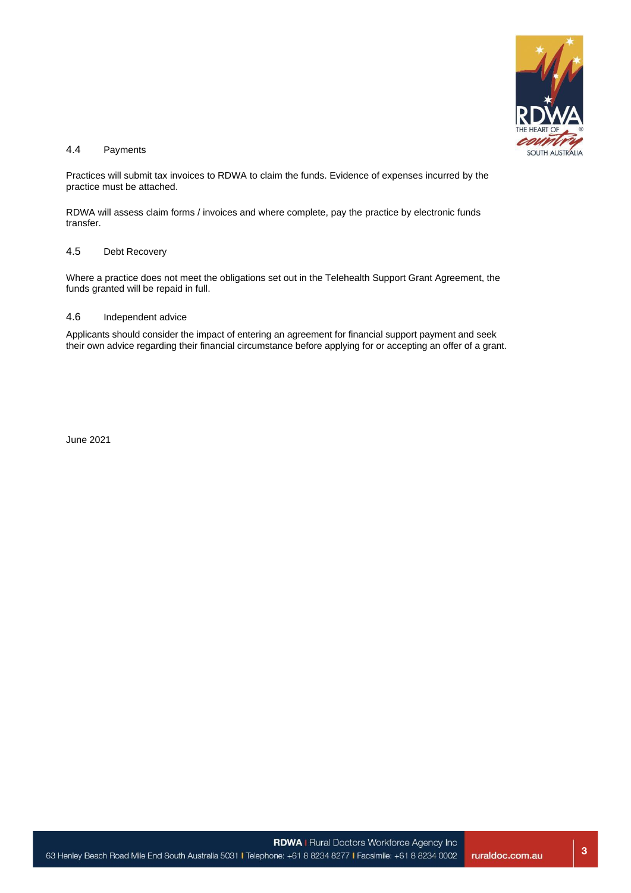### 4.4 Payments

Practices will submit tax invoices to RDWA to claim the funds. Evidence of expenses incurred by the practice must be attached.

RDWA will assess claim forms / invoices and where complete, pay the practice by electronic funds transfer.

### 4.5 Debt Recovery

Where a practice does not meet the obligations set out in the Telehealth Support Grant Agreement, the funds granted will be repaid in full.

### 4.6 Independent advice

Applicants should consider the impact of entering an agreement for financial support payment and seek their own advice regarding their financial circumstance before applying for or accepting an offer of a grant.

June 2021